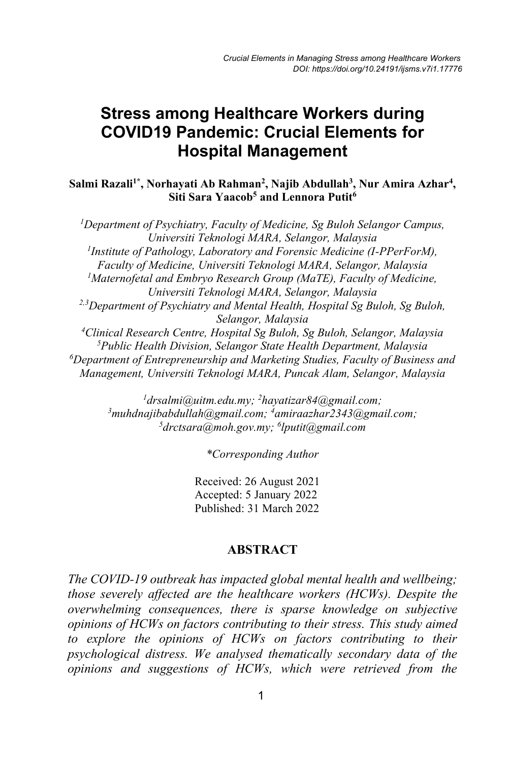# Stress among Healthcare Workers during COVID19 Pandemic: Crucial Elements for Hospital Management

**Salmi Razali[1*], Norhayati Ab Rahman[2], Najib Abdullah[3], Nur Amira Azhar[4], Siti Sara Yaacob[5] and Lennora Putit[6]**

*[1]Department of Psychiatry, Faculty of Medicine, Sg Buloh Selangor Campus, Universiti Teknologi MARA, Selangor, Malaysia*
*[1]Institute of Pathology, Laboratory and Forensic Medicine (I-PPerForM), Faculty of Medicine, Universiti Teknologi MARA, Selangor, Malaysia*
*[1]Maternofetal and Embryo Research Group (MaTE), Faculty of Medicine, Universiti Teknologi MARA, Selangor, Malaysia*
*[2,3]Department of Psychiatry and Mental Health, Hospital Sg Buloh, Sg Buloh, Selangor, Malaysia*
*[4]Clinical Research Centre, Hospital Sg Buloh, Sg Buloh, Selangor, Malaysia*
*[5]Public Health Division, Selangor State Health Department, Malaysia*
*[6]Department of Entrepreneurship and Marketing Studies, Faculty of Business and Management, Universiti Teknologi MARA, Puncak Alam, Selangor, Malaysia*

*[1]drsalmi@uitm.edu.my; [2]hayatizar84@gmail.com; [3]muhdnajibabdullah@gmail.com; [4]amiraazhar2343@gmail.com; [5]drctsara@moh.gov.my; [6]lputit@gmail.com*

*\*Corresponding Author*

Received: 26 August 2021
Accepted: 5 January 2022
Published: 31 March 2022

## ABSTRACT

*The COVID-19 outbreak has impacted global mental health and wellbeing; those severely affected are the healthcare workers (HCWs). Despite the overwhelming consequences, there is sparse knowledge on subjective opinions of HCWs on factors contributing to their stress. This study aimed to explore the opinions of HCWs on factors contributing to their psychological distress. We analysed thematically secondary data of the opinions and suggestions of HCWs, which were retrieved from the*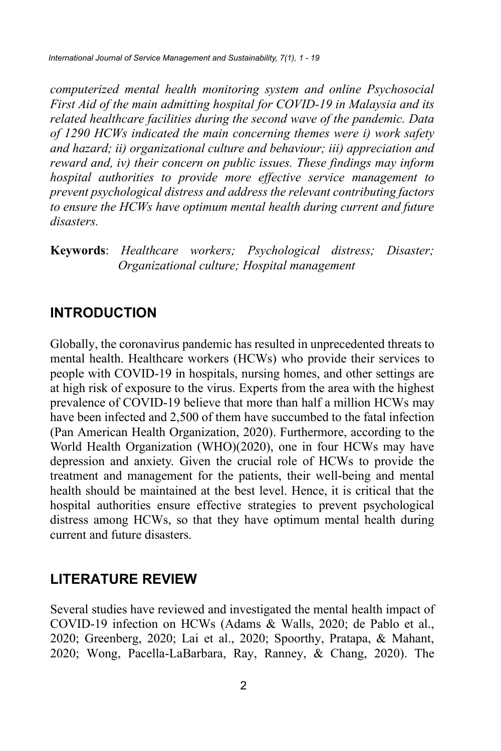*computerized mental health monitoring system and online Psychosocial First Aid of the main admitting hospital for COVID-19 in Malaysia and its related healthcare facilities during the second wave of the pandemic. Data of 1290 HCWs indicated the main concerning themes were i) work safety and hazard; ii) organizational culture and behaviour; iii) appreciation and reward and, iv) their concern on public issues. These findings may inform hospital authorities to provide more effective service management to prevent psychological distress and address the relevant contributing factors to ensure the HCWs have optimum mental health during current and future disasters.*

**Keywords**: *Healthcare workers; Psychological distress; Disaster; Organizational culture; Hospital management*

## INTRODUCTION

Globally, the coronavirus pandemic has resulted in unprecedented threats to mental health. Healthcare workers (HCWs) who provide their services to people with COVID-19 in hospitals, nursing homes, and other settings are at high risk of exposure to the virus. Experts from the area with the highest prevalence of COVID-19 believe that more than half a million HCWs may have been infected and 2,500 of them have succumbed to the fatal infection (Pan American Health Organization, 2020). Furthermore, according to the World Health Organization (WHO)(2020), one in four HCWs may have depression and anxiety. Given the crucial role of HCWs to provide the treatment and management for the patients, their well-being and mental health should be maintained at the best level. Hence, it is critical that the hospital authorities ensure effective strategies to prevent psychological distress among HCWs, so that they have optimum mental health during current and future disasters.

## LITERATURE REVIEW

Several studies have reviewed and investigated the mental health impact of COVID-19 infection on HCWs (Adams & Walls, 2020; de Pablo et al., 2020; Greenberg, 2020; Lai et al., 2020; Spoorthy, Pratapa, & Mahant, 2020; Wong, Pacella-LaBarbara, Ray, Ranney, & Chang, 2020). The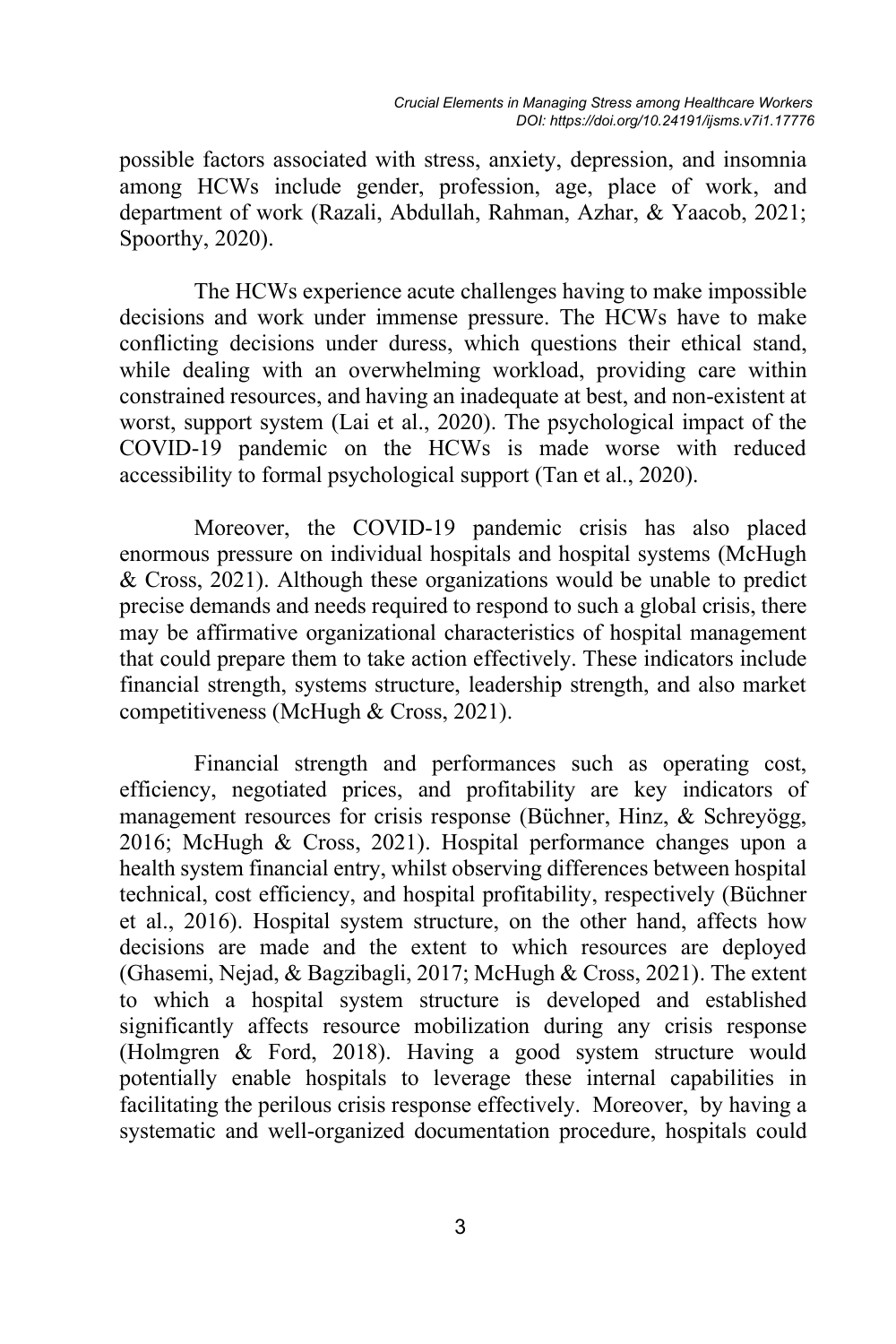possible factors associated with stress, anxiety, depression, and insomnia among HCWs include gender, profession, age, place of work, and department of work (Razali, Abdullah, Rahman, Azhar, & Yaacob, 2021; Spoorthy, 2020).

The HCWs experience acute challenges having to make impossible decisions and work under immense pressure. The HCWs have to make conflicting decisions under duress, which questions their ethical stand, while dealing with an overwhelming workload, providing care within constrained resources, and having an inadequate at best, and non-existent at worst, support system (Lai et al., 2020). The psychological impact of the COVID-19 pandemic on the HCWs is made worse with reduced accessibility to formal psychological support (Tan et al., 2020).

Moreover, the COVID-19 pandemic crisis has also placed enormous pressure on individual hospitals and hospital systems (McHugh & Cross, 2021). Although these organizations would be unable to predict precise demands and needs required to respond to such a global crisis, there may be affirmative organizational characteristics of hospital management that could prepare them to take action effectively. These indicators include financial strength, systems structure, leadership strength, and also market competitiveness (McHugh & Cross, 2021).

Financial strength and performances such as operating cost, efficiency, negotiated prices, and profitability are key indicators of management resources for crisis response (Büchner, Hinz, & Schreyögg, 2016; McHugh & Cross, 2021). Hospital performance changes upon a health system financial entry, whilst observing differences between hospital technical, cost efficiency, and hospital profitability, respectively (Büchner et al., 2016). Hospital system structure, on the other hand, affects how decisions are made and the extent to which resources are deployed (Ghasemi, Nejad, & Bagzibagli, 2017; McHugh & Cross, 2021). The extent to which a hospital system structure is developed and established significantly affects resource mobilization during any crisis response (Holmgren & Ford, 2018). Having a good system structure would potentially enable hospitals to leverage these internal capabilities in facilitating the perilous crisis response effectively. Moreover, by having a systematic and well-organized documentation procedure, hospitals could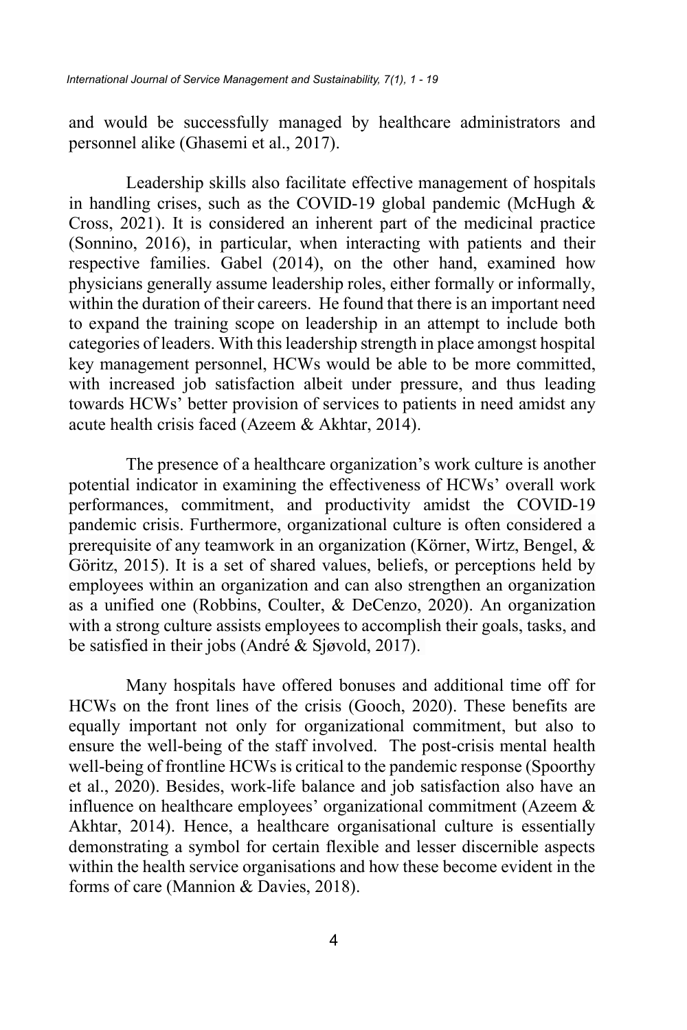and would be successfully managed by healthcare administrators and personnel alike (Ghasemi et al., 2017).

Leadership skills also facilitate effective management of hospitals in handling crises, such as the COVID-19 global pandemic (McHugh & Cross, 2021). It is considered an inherent part of the medicinal practice (Sonnino, 2016), in particular, when interacting with patients and their respective families. Gabel (2014), on the other hand, examined how physicians generally assume leadership roles, either formally or informally, within the duration of their careers. He found that there is an important need to expand the training scope on leadership in an attempt to include both categories of leaders. With this leadership strength in place amongst hospital key management personnel, HCWs would be able to be more committed, with increased job satisfaction albeit under pressure, and thus leading towards HCWs' better provision of services to patients in need amidst any acute health crisis faced (Azeem & Akhtar, 2014).

The presence of a healthcare organization's work culture is another potential indicator in examining the effectiveness of HCWs' overall work performances, commitment, and productivity amidst the COVID-19 pandemic crisis. Furthermore, organizational culture is often considered a prerequisite of any teamwork in an organization (Körner, Wirtz, Bengel, & Göritz, 2015). It is a set of shared values, beliefs, or perceptions held by employees within an organization and can also strengthen an organization as a unified one (Robbins, Coulter, & DeCenzo, 2020). An organization with a strong culture assists employees to accomplish their goals, tasks, and be satisfied in their jobs (André & Sjøvold, 2017).

Many hospitals have offered bonuses and additional time off for HCWs on the front lines of the crisis (Gooch, 2020). These benefits are equally important not only for organizational commitment, but also to ensure the well-being of the staff involved. The post-crisis mental health well-being of frontline HCWs is critical to the pandemic response (Spoorthy et al., 2020). Besides, work-life balance and job satisfaction also have an influence on healthcare employees' organizational commitment (Azeem & Akhtar, 2014). Hence, a healthcare organisational culture is essentially demonstrating a symbol for certain flexible and lesser discernible aspects within the health service organisations and how these become evident in the forms of care (Mannion & Davies, 2018).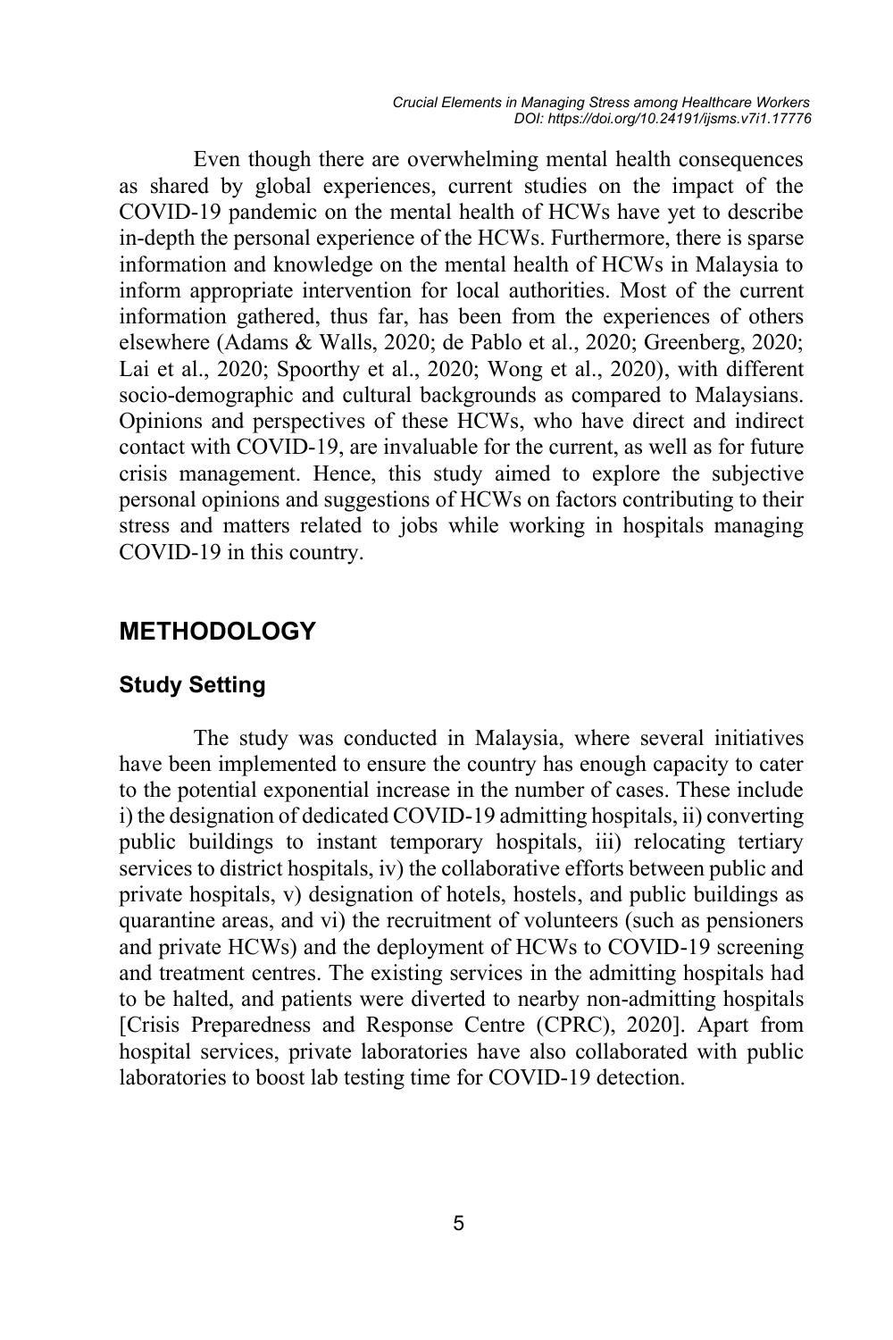Even though there are overwhelming mental health consequences as shared by global experiences, current studies on the impact of the COVID-19 pandemic on the mental health of HCWs have yet to describe in-depth the personal experience of the HCWs. Furthermore, there is sparse information and knowledge on the mental health of HCWs in Malaysia to inform appropriate intervention for local authorities. Most of the current information gathered, thus far, has been from the experiences of others elsewhere (Adams & Walls, 2020; de Pablo et al., 2020; Greenberg, 2020; Lai et al., 2020; Spoorthy et al., 2020; Wong et al., 2020), with different socio-demographic and cultural backgrounds as compared to Malaysians. Opinions and perspectives of these HCWs, who have direct and indirect contact with COVID-19, are invaluable for the current, as well as for future crisis management. Hence, this study aimed to explore the subjective personal opinions and suggestions of HCWs on factors contributing to their stress and matters related to jobs while working in hospitals managing COVID-19 in this country.

## METHODOLOGY

### Study Setting

The study was conducted in Malaysia, where several initiatives have been implemented to ensure the country has enough capacity to cater to the potential exponential increase in the number of cases. These include i) the designation of dedicated COVID-19 admitting hospitals, ii) converting public buildings to instant temporary hospitals, iii) relocating tertiary services to district hospitals, iv) the collaborative efforts between public and private hospitals, v) designation of hotels, hostels, and public buildings as quarantine areas, and vi) the recruitment of volunteers (such as pensioners and private HCWs) and the deployment of HCWs to COVID-19 screening and treatment centres. The existing services in the admitting hospitals had to be halted, and patients were diverted to nearby non-admitting hospitals [Crisis Preparedness and Response Centre (CPRC), 2020]. Apart from hospital services, private laboratories have also collaborated with public laboratories to boost lab testing time for COVID-19 detection.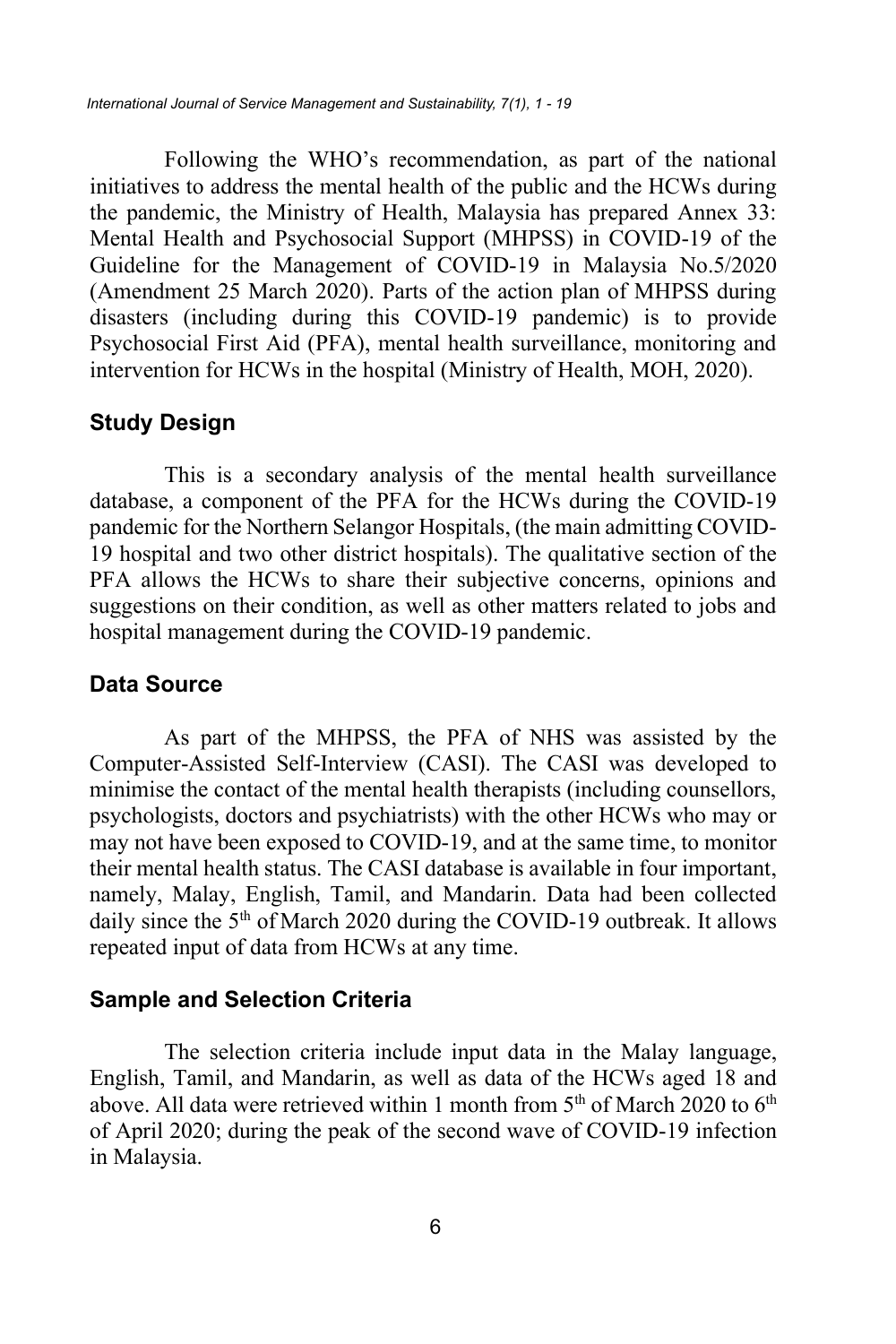Following the WHO's recommendation, as part of the national initiatives to address the mental health of the public and the HCWs during the pandemic, the Ministry of Health, Malaysia has prepared Annex 33: Mental Health and Psychosocial Support (MHPSS) in COVID-19 of the Guideline for the Management of COVID-19 in Malaysia No.5/2020 (Amendment 25 March 2020). Parts of the action plan of MHPSS during disasters (including during this COVID-19 pandemic) is to provide Psychosocial First Aid (PFA), mental health surveillance, monitoring and intervention for HCWs in the hospital (Ministry of Health, MOH, 2020).

## Study Design

This is a secondary analysis of the mental health surveillance database, a component of the PFA for the HCWs during the COVID-19 pandemic for the Northern Selangor Hospitals, (the main admitting COVID-19 hospital and two other district hospitals). The qualitative section of the PFA allows the HCWs to share their subjective concerns, opinions and suggestions on their condition, as well as other matters related to jobs and hospital management during the COVID-19 pandemic.

## Data Source

As part of the MHPSS, the PFA of NHS was assisted by the Computer-Assisted Self-Interview (CASI). The CASI was developed to minimise the contact of the mental health therapists (including counsellors, psychologists, doctors and psychiatrists) with the other HCWs who may or may not have been exposed to COVID-19, and at the same time, to monitor their mental health status. The CASI database is available in four important, namely, Malay, English, Tamil, and Mandarin. Data had been collected daily since the 5th of March 2020 during the COVID-19 outbreak. It allows repeated input of data from HCWs at any time.

## Sample and Selection Criteria

The selection criteria include input data in the Malay language, English, Tamil, and Mandarin, as well as data of the HCWs aged 18 and above. All data were retrieved within 1 month from 5th of March 2020 to 6th of April 2020; during the peak of the second wave of COVID-19 infection in Malaysia.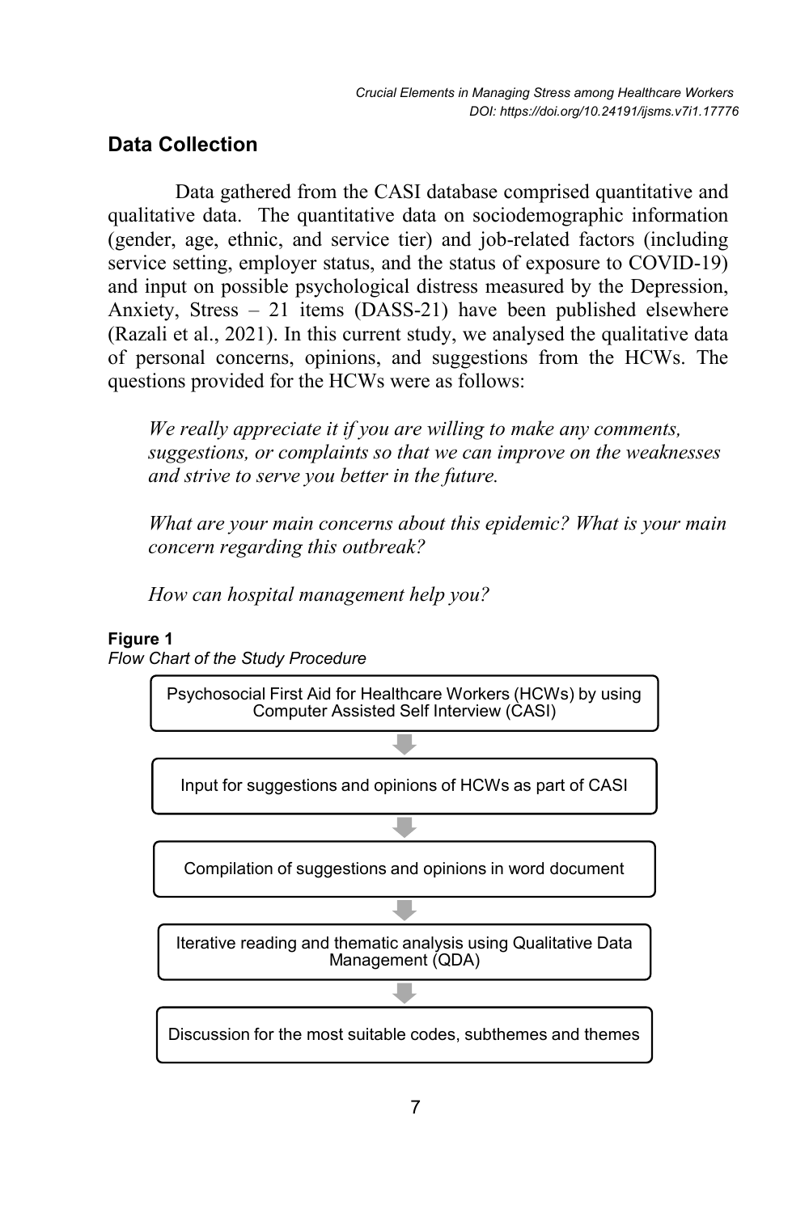## Data Collection

Data gathered from the CASI database comprised quantitative and qualitative data. The quantitative data on sociodemographic information (gender, age, ethnic, and service tier) and job-related factors (including service setting, employer status, and the status of exposure to COVID-19) and input on possible psychological distress measured by the Depression, Anxiety, Stress – 21 items (DASS-21) have been published elsewhere (Razali et al., 2021). In this current study, we analysed the qualitative data of personal concerns, opinions, and suggestions from the HCWs. The questions provided for the HCWs were as follows:

> *We really appreciate it if you are willing to make any comments, suggestions, or complaints so that we can improve on the weaknesses and strive to serve you better in the future.*
>
> *What are your main concerns about this epidemic? What is your main concern regarding this outbreak?*
>
> *How can hospital management help you?*

**Figure 1**
*Flow Chart of the Study Procedure*

Psychosocial First Aid for Healthcare Workers (HCWs) by using Computer Assisted Self Interview (CASI)

↓

Input for suggestions and opinions of HCWs as part of CASI

↓

Compilation of suggestions and opinions in word document

↓

Iterative reading and thematic analysis using Qualitative Data Management (QDA)

↓

Discussion for the most suitable codes, subthemes and themes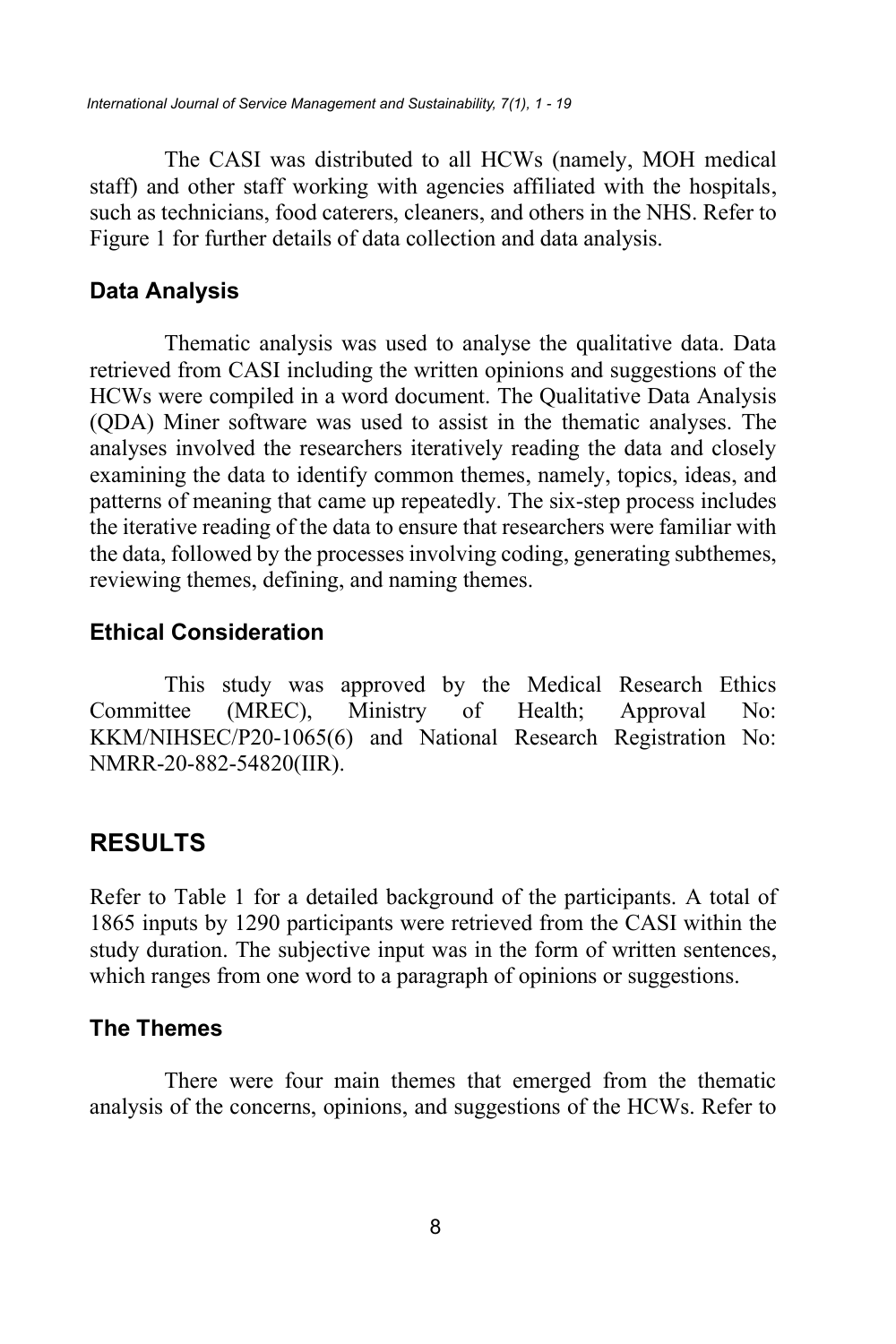The CASI was distributed to all HCWs (namely, MOH medical staff) and other staff working with agencies affiliated with the hospitals, such as technicians, food caterers, cleaners, and others in the NHS. Refer to Figure 1 for further details of data collection and data analysis.

### Data Analysis

Thematic analysis was used to analyse the qualitative data. Data retrieved from CASI including the written opinions and suggestions of the HCWs were compiled in a word document. The Qualitative Data Analysis (QDA) Miner software was used to assist in the thematic analyses. The analyses involved the researchers iteratively reading the data and closely examining the data to identify common themes, namely, topics, ideas, and patterns of meaning that came up repeatedly. The six-step process includes the iterative reading of the data to ensure that researchers were familiar with the data, followed by the processes involving coding, generating subthemes, reviewing themes, defining, and naming themes.

### Ethical Consideration

This study was approved by the Medical Research Ethics Committee (MREC), Ministry of Health; Approval No: KKM/NIHSEC/P20-1065(6) and National Research Registration No: NMRR-20-882-54820(IIR).

## RESULTS

Refer to Table 1 for a detailed background of the participants. A total of 1865 inputs by 1290 participants were retrieved from the CASI within the study duration. The subjective input was in the form of written sentences, which ranges from one word to a paragraph of opinions or suggestions.

### The Themes

There were four main themes that emerged from the thematic analysis of the concerns, opinions, and suggestions of the HCWs. Refer to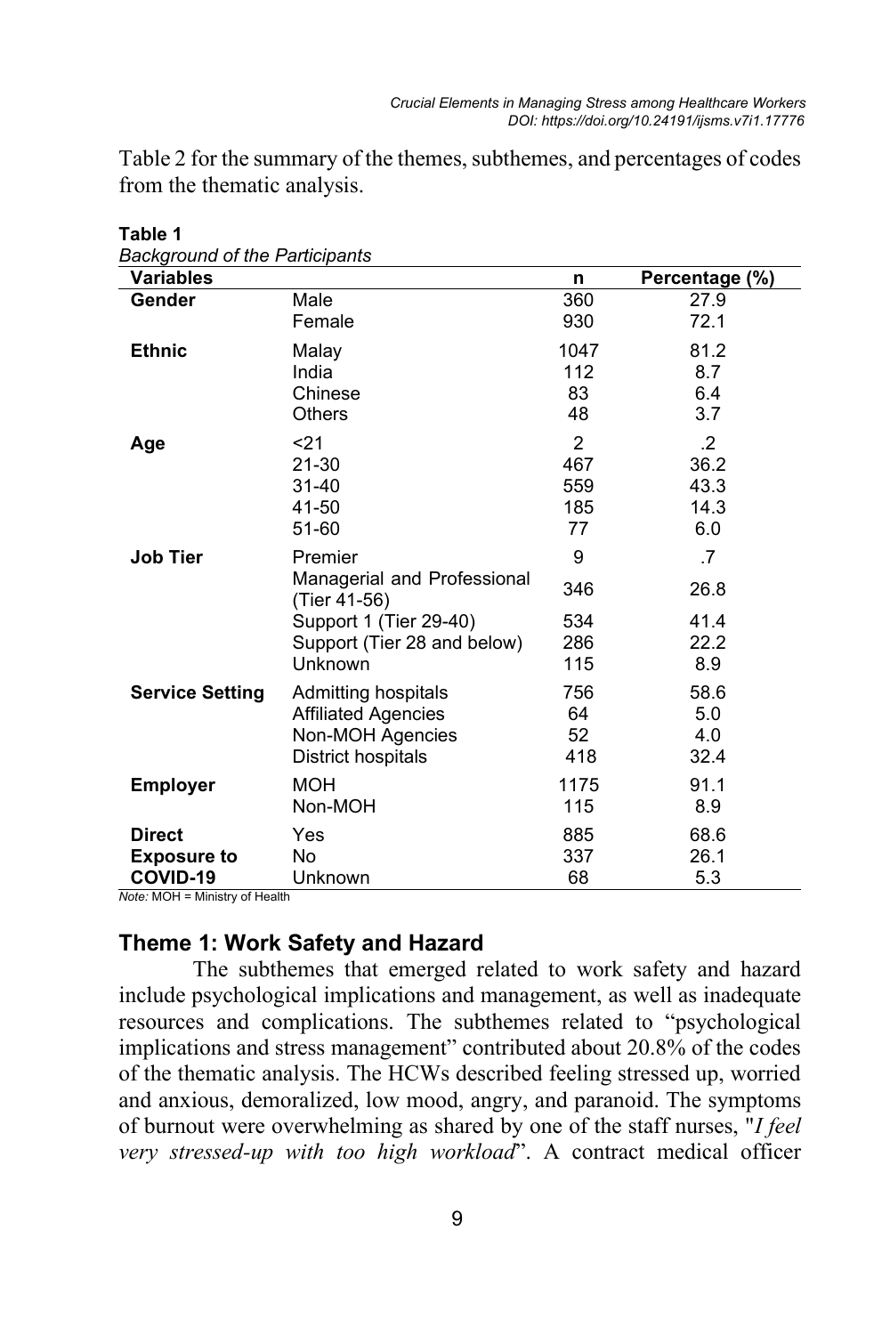Table 2 for the summary of the themes, subthemes, and percentages of codes from the thematic analysis.

**Table 1**

*Background of the Participants*

| Variables | | n | Percentage (%) |
|---|---|---|---|
| **Gender** | Male | 360 | 27.9 |
| | Female | 930 | 72.1 |
| **Ethnic** | Malay | 1047 | 81.2 |
| | India | 112 | 8.7 |
| | Chinese | 83 | 6.4 |
| | Others | 48 | 3.7 |
| **Age** | <21 | 2 | .2 |
| | 21-30 | 467 | 36.2 |
| | 31-40 | 559 | 43.3 |
| | 41-50 | 185 | 14.3 |
| | 51-60 | 77 | 6.0 |
| **Job Tier** | Premier | 9 | .7 |
| | Managerial and Professional (Tier 41-56) | 346 | 26.8 |
| | Support 1 (Tier 29-40) | 534 | 41.4 |
| | Support (Tier 28 and below) | 286 | 22.2 |
| | Unknown | 115 | 8.9 |
| **Service Setting** | Admitting hospitals | 756 | 58.6 |
| | Affiliated Agencies | 64 | 5.0 |
| | Non-MOH Agencies | 52 | 4.0 |
| | District hospitals | 418 | 32.4 |
| **Employer** | MOH | 1175 | 91.1 |
| | Non-MOH | 115 | 8.9 |
| **Direct Exposure to COVID-19** | Yes | 885 | 68.6 |
| | No | 337 | 26.1 |
| | Unknown | 68 | 5.3 |

*Note:* MOH = Ministry of Health

## Theme 1: Work Safety and Hazard

The subthemes that emerged related to work safety and hazard include psychological implications and management, as well as inadequate resources and complications. The subthemes related to "psychological implications and stress management" contributed about 20.8% of the codes of the thematic analysis. The HCWs described feeling stressed up, worried and anxious, demoralized, low mood, angry, and paranoid. The symptoms of burnout were overwhelming as shared by one of the staff nurses, "*I feel very stressed-up with too high workload*". A contract medical officer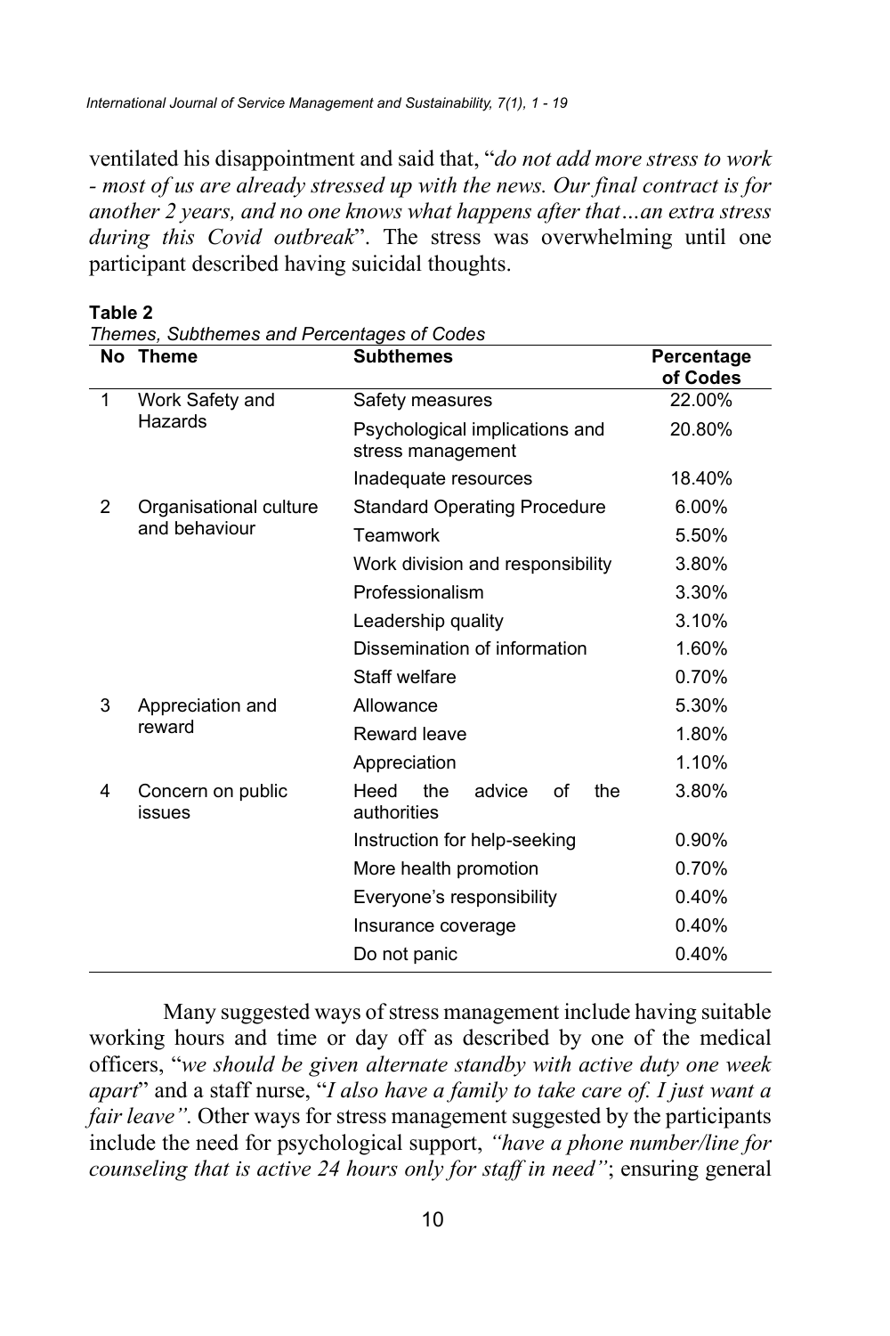ventilated his disappointment and said that, "*do not add more stress to work - most of us are already stressed up with the news. Our final contract is for another 2 years, and no one knows what happens after that…an extra stress during this Covid outbreak*". The stress was overwhelming until one participant described having suicidal thoughts.

**Table 2**

*Themes, Subthemes and Percentages of Codes*

| No | Theme | Subthemes | Percentage of Codes |
|---|---|---|---|
| 1 | Work Safety and Hazards | Safety measures | 22.00% |
| | | Psychological implications and stress management | 20.80% |
| | | Inadequate resources | 18.40% |
| 2 | Organisational culture and behaviour | Standard Operating Procedure | 6.00% |
| | | Teamwork | 5.50% |
| | | Work division and responsibility | 3.80% |
| | | Professionalism | 3.30% |
| | | Leadership quality | 3.10% |
| | | Dissemination of information | 1.60% |
| | | Staff welfare | 0.70% |
| 3 | Appreciation and reward | Allowance | 5.30% |
| | | Reward leave | 1.80% |
| | | Appreciation | 1.10% |
| 4 | Concern on public issues | Heed the advice of the authorities | 3.80% |
| | | Instruction for help-seeking | 0.90% |
| | | More health promotion | 0.70% |
| | | Everyone's responsibility | 0.40% |
| | | Insurance coverage | 0.40% |
| | | Do not panic | 0.40% |

Many suggested ways of stress management include having suitable working hours and time or day off as described by one of the medical officers, "*we should be given alternate standby with active duty one week apart*" and a staff nurse, "*I also have a family to take care of. I just want a fair leave".* Other ways for stress management suggested by the participants include the need for psychological support, *"have a phone number/line for counseling that is active 24 hours only for staff in need"*; ensuring general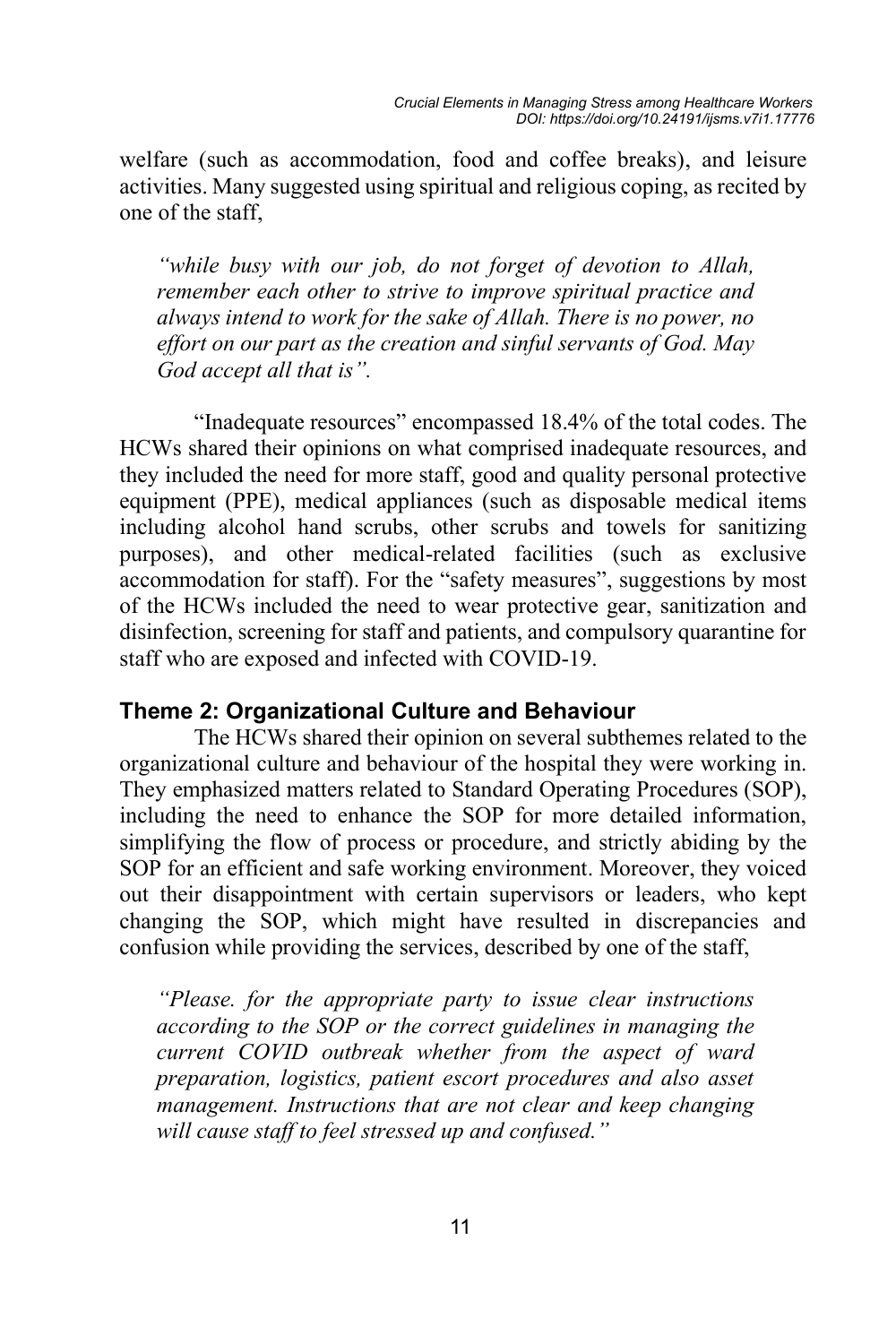welfare (such as accommodation, food and coffee breaks), and leisure activities. Many suggested using spiritual and religious coping, as recited by one of the staff,

> *"while busy with our job, do not forget of devotion to Allah, remember each other to strive to improve spiritual practice and always intend to work for the sake of Allah. There is no power, no effort on our part as the creation and sinful servants of God. May God accept all that is".*

"Inadequate resources" encompassed 18.4% of the total codes. The HCWs shared their opinions on what comprised inadequate resources, and they included the need for more staff, good and quality personal protective equipment (PPE), medical appliances (such as disposable medical items including alcohol hand scrubs, other scrubs and towels for sanitizing purposes), and other medical-related facilities (such as exclusive accommodation for staff). For the "safety measures", suggestions by most of the HCWs included the need to wear protective gear, sanitization and disinfection, screening for staff and patients, and compulsory quarantine for staff who are exposed and infected with COVID-19.

## Theme 2: Organizational Culture and Behaviour

The HCWs shared their opinion on several subthemes related to the organizational culture and behaviour of the hospital they were working in. They emphasized matters related to Standard Operating Procedures (SOP), including the need to enhance the SOP for more detailed information, simplifying the flow of process or procedure, and strictly abiding by the SOP for an efficient and safe working environment. Moreover, they voiced out their disappointment with certain supervisors or leaders, who kept changing the SOP, which might have resulted in discrepancies and confusion while providing the services, described by one of the staff,

> *"Please. for the appropriate party to issue clear instructions according to the SOP or the correct guidelines in managing the current COVID outbreak whether from the aspect of ward preparation, logistics, patient escort procedures and also asset management. Instructions that are not clear and keep changing will cause staff to feel stressed up and confused."*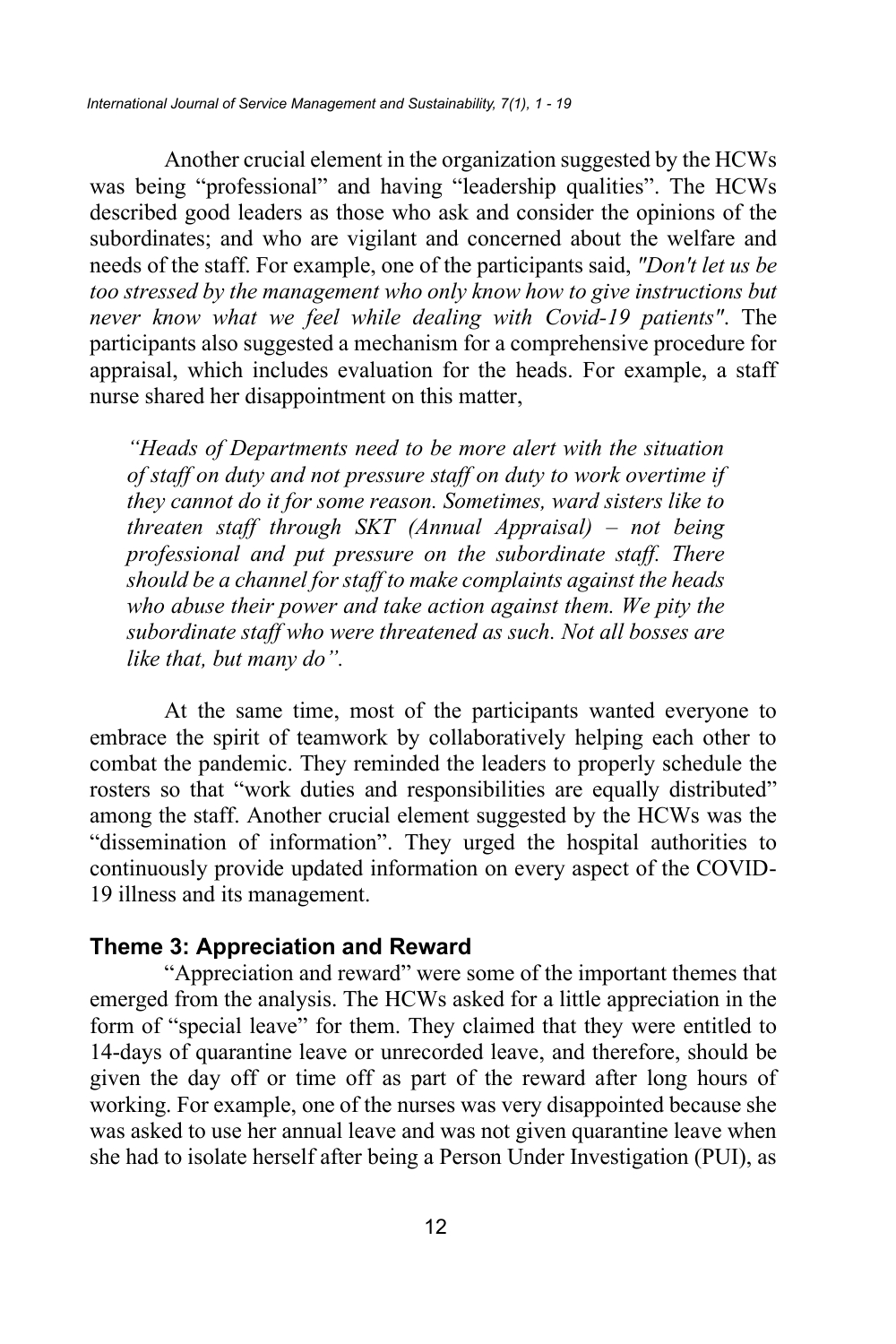Another crucial element in the organization suggested by the HCWs was being "professional" and having "leadership qualities". The HCWs described good leaders as those who ask and consider the opinions of the subordinates; and who are vigilant and concerned about the welfare and needs of the staff. For example, one of the participants said, *"Don't let us be too stressed by the management who only know how to give instructions but never know what we feel while dealing with Covid-19 patients"*. The participants also suggested a mechanism for a comprehensive procedure for appraisal, which includes evaluation for the heads. For example, a staff nurse shared her disappointment on this matter,

> *"Heads of Departments need to be more alert with the situation of staff on duty and not pressure staff on duty to work overtime if they cannot do it for some reason. Sometimes, ward sisters like to threaten staff through SKT (Annual Appraisal) – not being professional and put pressure on the subordinate staff. There should be a channel for staff to make complaints against the heads who abuse their power and take action against them. We pity the subordinate staff who were threatened as such. Not all bosses are like that, but many do".*

At the same time, most of the participants wanted everyone to embrace the spirit of teamwork by collaboratively helping each other to combat the pandemic. They reminded the leaders to properly schedule the rosters so that "work duties and responsibilities are equally distributed" among the staff. Another crucial element suggested by the HCWs was the "dissemination of information". They urged the hospital authorities to continuously provide updated information on every aspect of the COVID-19 illness and its management.

### Theme 3: Appreciation and Reward

"Appreciation and reward" were some of the important themes that emerged from the analysis. The HCWs asked for a little appreciation in the form of "special leave" for them. They claimed that they were entitled to 14-days of quarantine leave or unrecorded leave, and therefore, should be given the day off or time off as part of the reward after long hours of working. For example, one of the nurses was very disappointed because she was asked to use her annual leave and was not given quarantine leave when she had to isolate herself after being a Person Under Investigation (PUI), as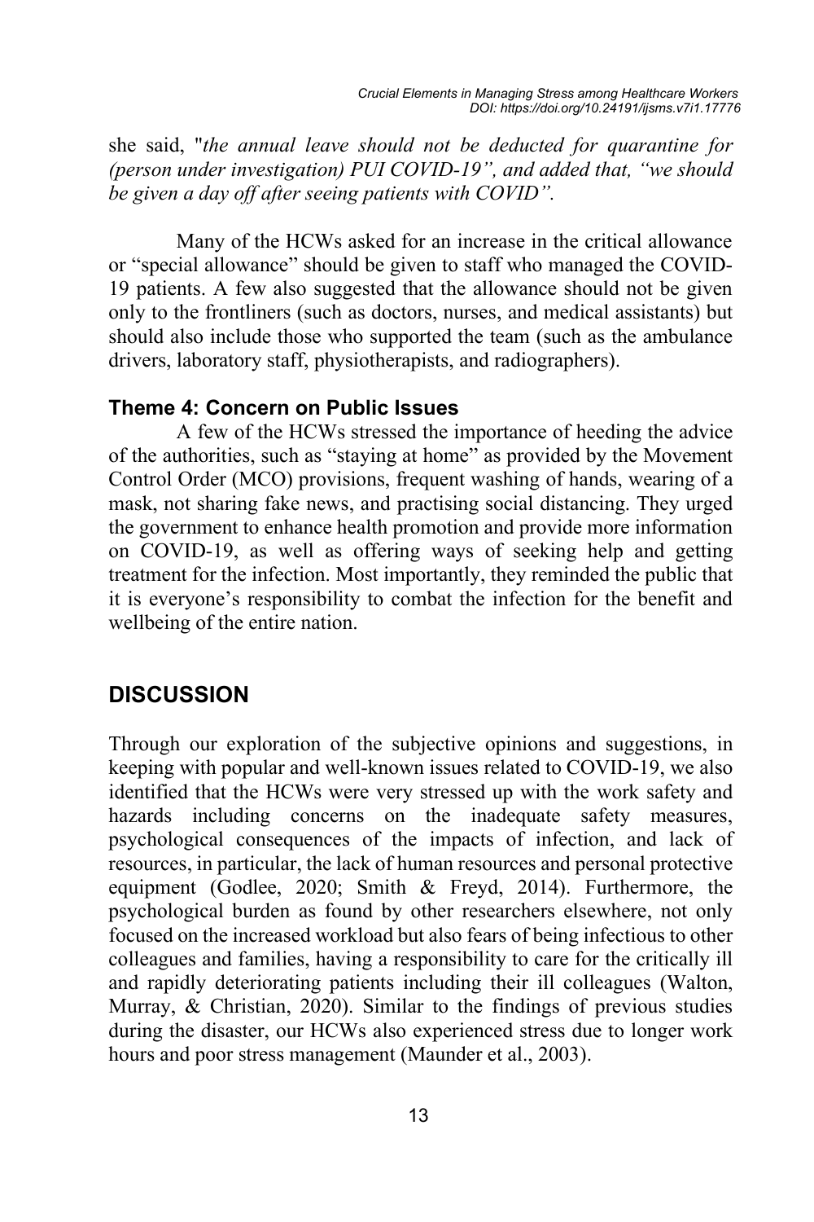she said, "*the annual leave should not be deducted for quarantine for (person under investigation) PUI COVID-19", and added that, "we should be given a day off after seeing patients with COVID".*

Many of the HCWs asked for an increase in the critical allowance or "special allowance" should be given to staff who managed the COVID-19 patients. A few also suggested that the allowance should not be given only to the frontliners (such as doctors, nurses, and medical assistants) but should also include those who supported the team (such as the ambulance drivers, laboratory staff, physiotherapists, and radiographers).

### Theme 4: Concern on Public Issues

A few of the HCWs stressed the importance of heeding the advice of the authorities, such as "staying at home" as provided by the Movement Control Order (MCO) provisions, frequent washing of hands, wearing of a mask, not sharing fake news, and practising social distancing. They urged the government to enhance health promotion and provide more information on COVID-19, as well as offering ways of seeking help and getting treatment for the infection. Most importantly, they reminded the public that it is everyone's responsibility to combat the infection for the benefit and wellbeing of the entire nation.

## DISCUSSION

Through our exploration of the subjective opinions and suggestions, in keeping with popular and well-known issues related to COVID-19, we also identified that the HCWs were very stressed up with the work safety and hazards including concerns on the inadequate safety measures, psychological consequences of the impacts of infection, and lack of resources, in particular, the lack of human resources and personal protective equipment (Godlee, 2020; Smith & Freyd, 2014). Furthermore, the psychological burden as found by other researchers elsewhere, not only focused on the increased workload but also fears of being infectious to other colleagues and families, having a responsibility to care for the critically ill and rapidly deteriorating patients including their ill colleagues (Walton, Murray, & Christian, 2020). Similar to the findings of previous studies during the disaster, our HCWs also experienced stress due to longer work hours and poor stress management (Maunder et al., 2003).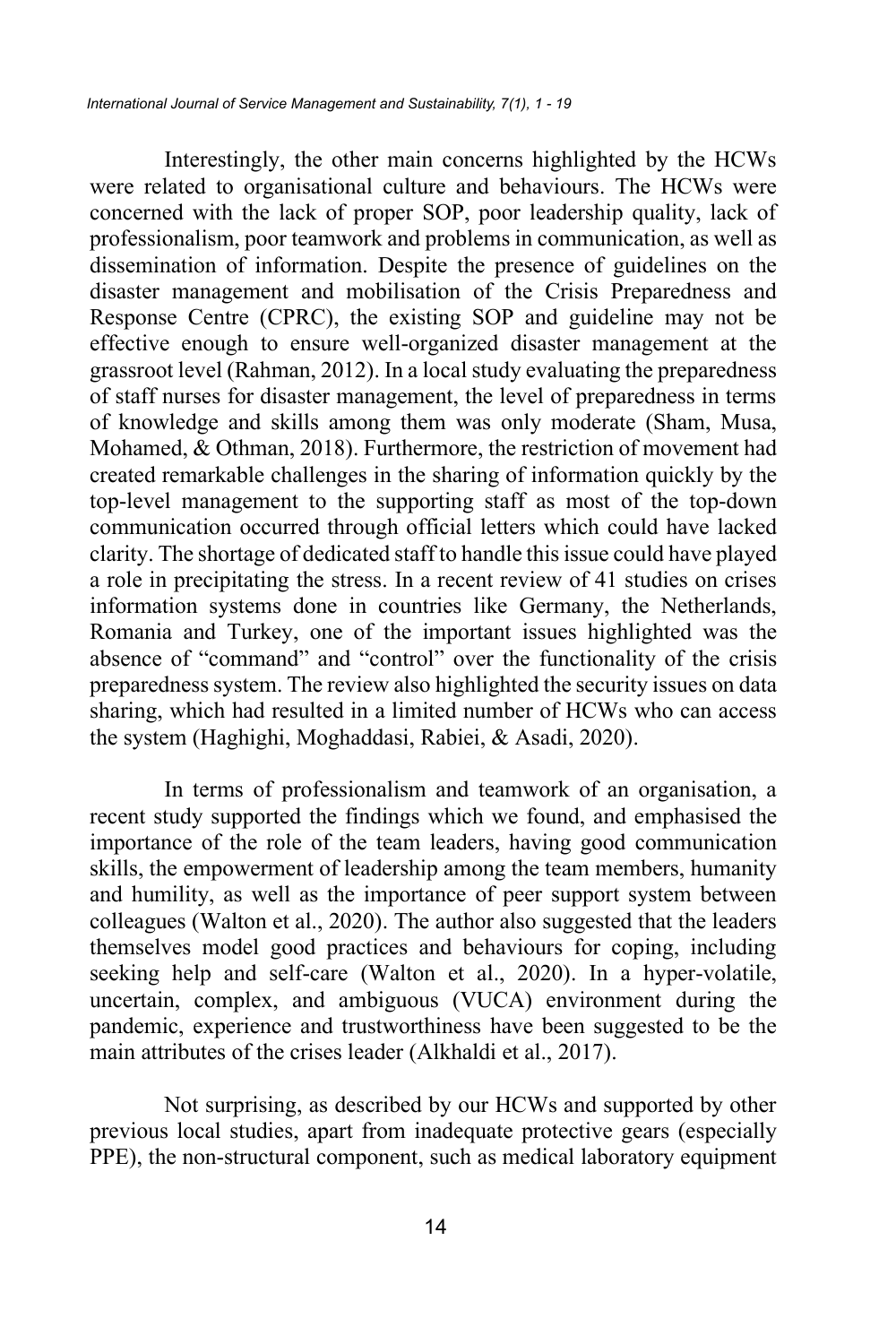Interestingly, the other main concerns highlighted by the HCWs were related to organisational culture and behaviours. The HCWs were concerned with the lack of proper SOP, poor leadership quality, lack of professionalism, poor teamwork and problems in communication, as well as dissemination of information. Despite the presence of guidelines on the disaster management and mobilisation of the Crisis Preparedness and Response Centre (CPRC), the existing SOP and guideline may not be effective enough to ensure well-organized disaster management at the grassroot level (Rahman, 2012). In a local study evaluating the preparedness of staff nurses for disaster management, the level of preparedness in terms of knowledge and skills among them was only moderate (Sham, Musa, Mohamed, & Othman, 2018). Furthermore, the restriction of movement had created remarkable challenges in the sharing of information quickly by the top-level management to the supporting staff as most of the top-down communication occurred through official letters which could have lacked clarity. The shortage of dedicated staff to handle this issue could have played a role in precipitating the stress. In a recent review of 41 studies on crises information systems done in countries like Germany, the Netherlands, Romania and Turkey, one of the important issues highlighted was the absence of "command" and "control" over the functionality of the crisis preparedness system. The review also highlighted the security issues on data sharing, which had resulted in a limited number of HCWs who can access the system (Haghighi, Moghaddasi, Rabiei, & Asadi, 2020).

In terms of professionalism and teamwork of an organisation, a recent study supported the findings which we found, and emphasised the importance of the role of the team leaders, having good communication skills, the empowerment of leadership among the team members, humanity and humility, as well as the importance of peer support system between colleagues (Walton et al., 2020). The author also suggested that the leaders themselves model good practices and behaviours for coping, including seeking help and self-care (Walton et al., 2020). In a hyper-volatile, uncertain, complex, and ambiguous (VUCA) environment during the pandemic, experience and trustworthiness have been suggested to be the main attributes of the crises leader (Alkhaldi et al., 2017).

Not surprising, as described by our HCWs and supported by other previous local studies, apart from inadequate protective gears (especially PPE), the non-structural component, such as medical laboratory equipment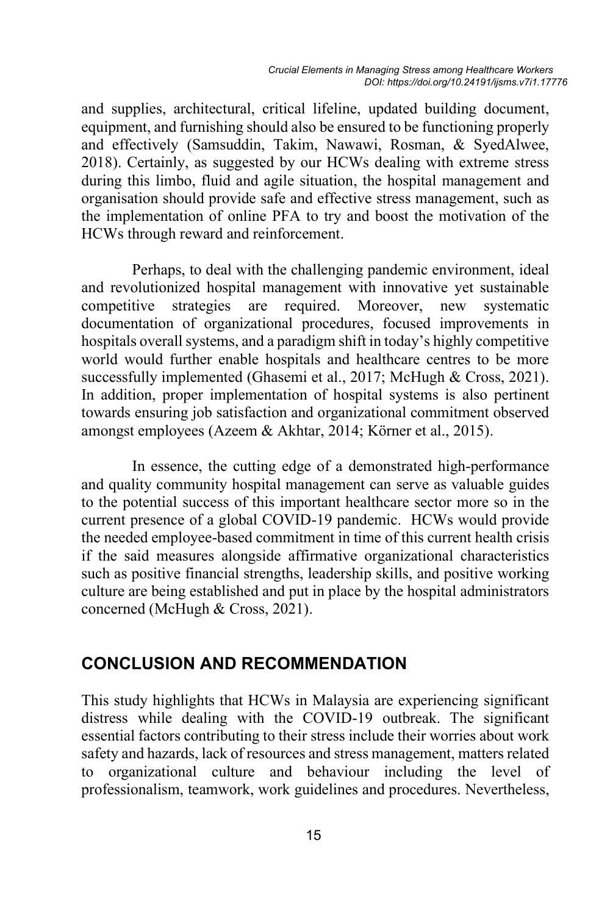and supplies, architectural, critical lifeline, updated building document, equipment, and furnishing should also be ensured to be functioning properly and effectively (Samsuddin, Takim, Nawawi, Rosman, & SyedAlwee, 2018). Certainly, as suggested by our HCWs dealing with extreme stress during this limbo, fluid and agile situation, the hospital management and organisation should provide safe and effective stress management, such as the implementation of online PFA to try and boost the motivation of the HCWs through reward and reinforcement.

Perhaps, to deal with the challenging pandemic environment, ideal and revolutionized hospital management with innovative yet sustainable competitive strategies are required. Moreover, new systematic documentation of organizational procedures, focused improvements in hospitals overall systems, and a paradigm shift in today's highly competitive world would further enable hospitals and healthcare centres to be more successfully implemented (Ghasemi et al., 2017; McHugh & Cross, 2021). In addition, proper implementation of hospital systems is also pertinent towards ensuring job satisfaction and organizational commitment observed amongst employees (Azeem & Akhtar, 2014; Körner et al., 2015).

In essence, the cutting edge of a demonstrated high-performance and quality community hospital management can serve as valuable guides to the potential success of this important healthcare sector more so in the current presence of a global COVID-19 pandemic. HCWs would provide the needed employee-based commitment in time of this current health crisis if the said measures alongside affirmative organizational characteristics such as positive financial strengths, leadership skills, and positive working culture are being established and put in place by the hospital administrators concerned (McHugh & Cross, 2021).

## CONCLUSION AND RECOMMENDATION

This study highlights that HCWs in Malaysia are experiencing significant distress while dealing with the COVID-19 outbreak. The significant essential factors contributing to their stress include their worries about work safety and hazards, lack of resources and stress management, matters related to organizational culture and behaviour including the level of professionalism, teamwork, work guidelines and procedures. Nevertheless,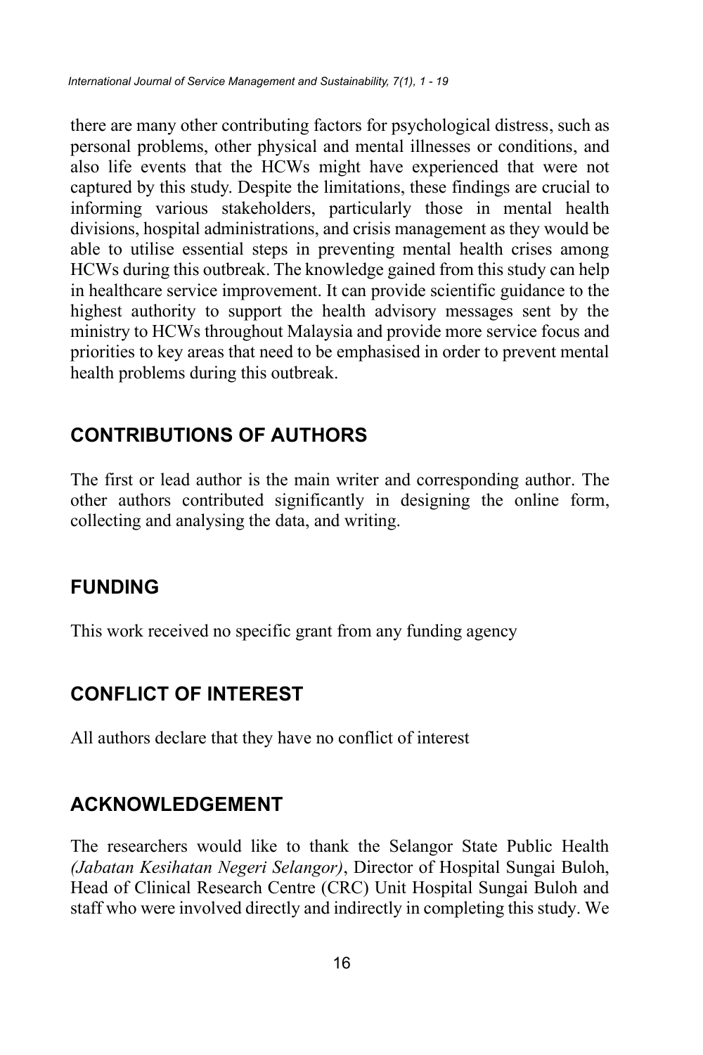there are many other contributing factors for psychological distress, such as personal problems, other physical and mental illnesses or conditions, and also life events that the HCWs might have experienced that were not captured by this study. Despite the limitations, these findings are crucial to informing various stakeholders, particularly those in mental health divisions, hospital administrations, and crisis management as they would be able to utilise essential steps in preventing mental health crises among HCWs during this outbreak. The knowledge gained from this study can help in healthcare service improvement. It can provide scientific guidance to the highest authority to support the health advisory messages sent by the ministry to HCWs throughout Malaysia and provide more service focus and priorities to key areas that need to be emphasised in order to prevent mental health problems during this outbreak.

## CONTRIBUTIONS OF AUTHORS

The first or lead author is the main writer and corresponding author. The other authors contributed significantly in designing the online form, collecting and analysing the data, and writing.

## FUNDING

This work received no specific grant from any funding agency

## CONFLICT OF INTEREST

All authors declare that they have no conflict of interest

## ACKNOWLEDGEMENT

The researchers would like to thank the Selangor State Public Health *(Jabatan Kesihatan Negeri Selangor)*, Director of Hospital Sungai Buloh, Head of Clinical Research Centre (CRC) Unit Hospital Sungai Buloh and staff who were involved directly and indirectly in completing this study. We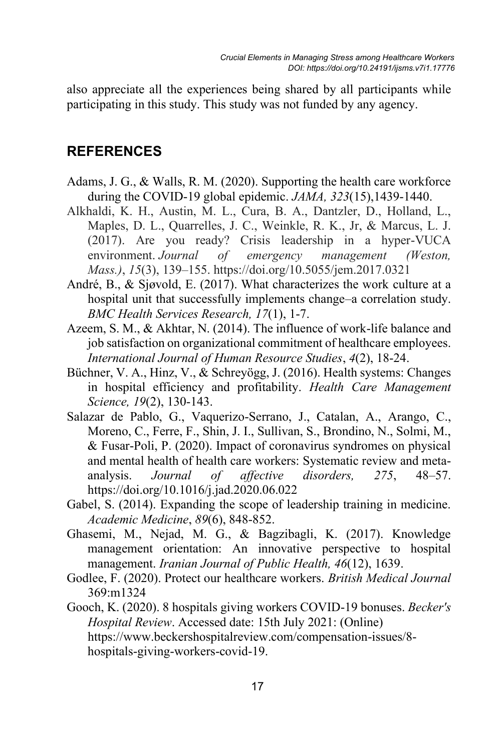also appreciate all the experiences being shared by all participants while participating in this study. This study was not funded by any agency.

## REFERENCES

Adams, J. G., & Walls, R. M. (2020). Supporting the health care workforce during the COVID-19 global epidemic. *JAMA, 323*(15),1439-1440.

Alkhaldi, K. H., Austin, M. L., Cura, B. A., Dantzler, D., Holland, L., Maples, D. L., Quarrelles, J. C., Weinkle, R. K., Jr, & Marcus, L. J. (2017). Are you ready? Crisis leadership in a hyper-VUCA environment. *Journal of emergency management (Weston, Mass.)*, *15*(3), 139–155. https://doi.org/10.5055/jem.2017.0321

André, B., & Sjøvold, E. (2017). What characterizes the work culture at a hospital unit that successfully implements change–a correlation study. *BMC Health Services Research, 17*(1), 1-7.

Azeem, S. M., & Akhtar, N. (2014). The influence of work-life balance and job satisfaction on organizational commitment of healthcare employees. *International Journal of Human Resource Studies*, *4*(2), 18-24.

Büchner, V. A., Hinz, V., & Schreyögg, J. (2016). Health systems: Changes in hospital efficiency and profitability. *Health Care Management Science, 19*(2), 130-143.

Salazar de Pablo, G., Vaquerizo-Serrano, J., Catalan, A., Arango, C., Moreno, C., Ferre, F., Shin, J. I., Sullivan, S., Brondino, N., Solmi, M., & Fusar-Poli, P. (2020). Impact of coronavirus syndromes on physical and mental health of health care workers: Systematic review and meta-analysis. *Journal of affective disorders, 275*, 48–57. https://doi.org/10.1016/j.jad.2020.06.022

Gabel, S. (2014). Expanding the scope of leadership training in medicine. *Academic Medicine*, *89*(6), 848-852.

Ghasemi, M., Nejad, M. G., & Bagzibagli, K. (2017). Knowledge management orientation: An innovative perspective to hospital management. *Iranian Journal of Public Health, 46*(12), 1639.

Godlee, F. (2020). Protect our healthcare workers. *British Medical Journal* 369:m1324

Gooch, K. (2020). 8 hospitals giving workers COVID-19 bonuses. *Becker's Hospital Review*. Accessed date: 15th July 2021: (Online) https://www.beckershospitalreview.com/compensation-issues/8-hospitals-giving-workers-covid-19.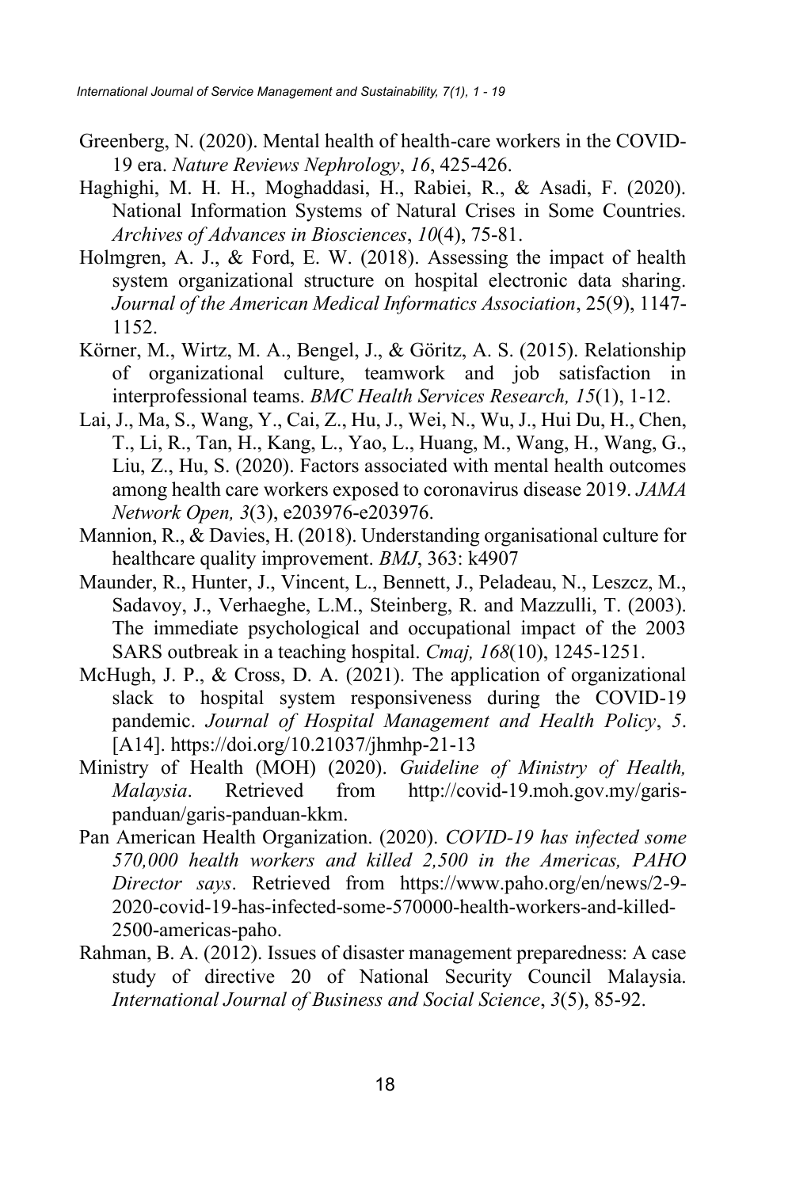Greenberg, N. (2020). Mental health of health-care workers in the COVID-19 era. *Nature Reviews Nephrology*, *16*, 425-426.

Haghighi, M. H. H., Moghaddasi, H., Rabiei, R., & Asadi, F. (2020). National Information Systems of Natural Crises in Some Countries. *Archives of Advances in Biosciences*, *10*(4), 75-81.

Holmgren, A. J., & Ford, E. W. (2018). Assessing the impact of health system organizational structure on hospital electronic data sharing. *Journal of the American Medical Informatics Association*, 25(9), 1147-1152.

Körner, M., Wirtz, M. A., Bengel, J., & Göritz, A. S. (2015). Relationship of organizational culture, teamwork and job satisfaction in interprofessional teams. *BMC Health Services Research, 15*(1), 1-12.

Lai, J., Ma, S., Wang, Y., Cai, Z., Hu, J., Wei, N., Wu, J., Hui Du, H., Chen, T., Li, R., Tan, H., Kang, L., Yao, L., Huang, M., Wang, H., Wang, G., Liu, Z., Hu, S. (2020). Factors associated with mental health outcomes among health care workers exposed to coronavirus disease 2019. *JAMA Network Open, 3*(3), e203976-e203976.

Mannion, R., & Davies, H. (2018). Understanding organisational culture for healthcare quality improvement. *BMJ*, 363: k4907

Maunder, R., Hunter, J., Vincent, L., Bennett, J., Peladeau, N., Leszcz, M., Sadavoy, J., Verhaeghe, L.M., Steinberg, R. and Mazzulli, T. (2003). The immediate psychological and occupational impact of the 2003 SARS outbreak in a teaching hospital. *Cmaj, 168*(10), 1245-1251.

McHugh, J. P., & Cross, D. A. (2021). The application of organizational slack to hospital system responsiveness during the COVID-19 pandemic. *Journal of Hospital Management and Health Policy*, *5*. [A14]. https://doi.org/10.21037/jhmhp-21-13

Ministry of Health (MOH) (2020). *Guideline of Ministry of Health, Malaysia*. Retrieved from http://covid-19.moh.gov.my/garis-panduan/garis-panduan-kkm.

Pan American Health Organization. (2020). *COVID-19 has infected some 570,000 health workers and killed 2,500 in the Americas, PAHO Director says*. Retrieved from https://www.paho.org/en/news/2-9-2020-covid-19-has-infected-some-570000-health-workers-and-killed-2500-americas-paho.

Rahman, B. A. (2012). Issues of disaster management preparedness: A case study of directive 20 of National Security Council Malaysia. *International Journal of Business and Social Science*, *3*(5), 85-92.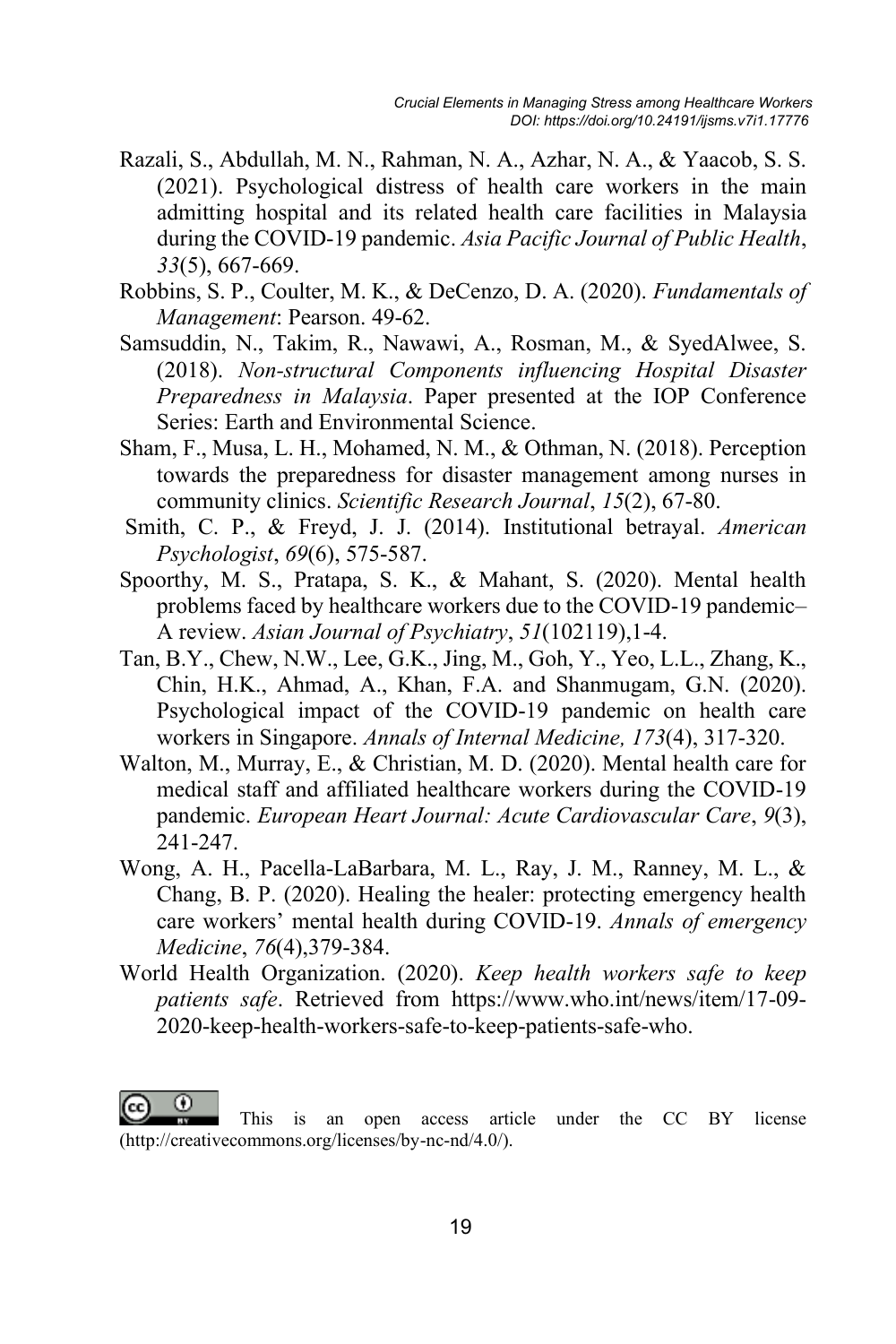Razali, S., Abdullah, M. N., Rahman, N. A., Azhar, N. A., & Yaacob, S. S. (2021). Psychological distress of health care workers in the main admitting hospital and its related health care facilities in Malaysia during the COVID-19 pandemic. *Asia Pacific Journal of Public Health*, *33*(5), 667-669.

Robbins, S. P., Coulter, M. K., & DeCenzo, D. A. (2020). *Fundamentals of Management*: Pearson. 49-62.

Samsuddin, N., Takim, R., Nawawi, A., Rosman, M., & SyedAlwee, S. (2018). *Non-structural Components influencing Hospital Disaster Preparedness in Malaysia*. Paper presented at the IOP Conference Series: Earth and Environmental Science.

Sham, F., Musa, L. H., Mohamed, N. M., & Othman, N. (2018). Perception towards the preparedness for disaster management among nurses in community clinics. *Scientific Research Journal*, *15*(2), 67-80.

Smith, C. P., & Freyd, J. J. (2014). Institutional betrayal. *American Psychologist*, *69*(6), 575-587.

Spoorthy, M. S., Pratapa, S. K., & Mahant, S. (2020). Mental health problems faced by healthcare workers due to the COVID-19 pandemic–A review. *Asian Journal of Psychiatry*, *51*(102119),1-4.

Tan, B.Y., Chew, N.W., Lee, G.K., Jing, M., Goh, Y., Yeo, L.L., Zhang, K., Chin, H.K., Ahmad, A., Khan, F.A. and Shanmugam, G.N. (2020). Psychological impact of the COVID-19 pandemic on health care workers in Singapore. *Annals of Internal Medicine, 173*(4), 317-320.

Walton, M., Murray, E., & Christian, M. D. (2020). Mental health care for medical staff and affiliated healthcare workers during the COVID-19 pandemic. *European Heart Journal: Acute Cardiovascular Care*, *9*(3), 241-247.

Wong, A. H., Pacella-LaBarbara, M. L., Ray, J. M., Ranney, M. L., & Chang, B. P. (2020). Healing the healer: protecting emergency health care workers' mental health during COVID-19. *Annals of emergency Medicine*, *76*(4),379-384.

World Health Organization. (2020). *Keep health workers safe to keep patients safe*. Retrieved from https://www.who.int/news/item/17-09-2020-keep-health-workers-safe-to-keep-patients-safe-who.

This is an open access article under the CC BY license (http://creativecommons.org/licenses/by-nc-nd/4.0/).